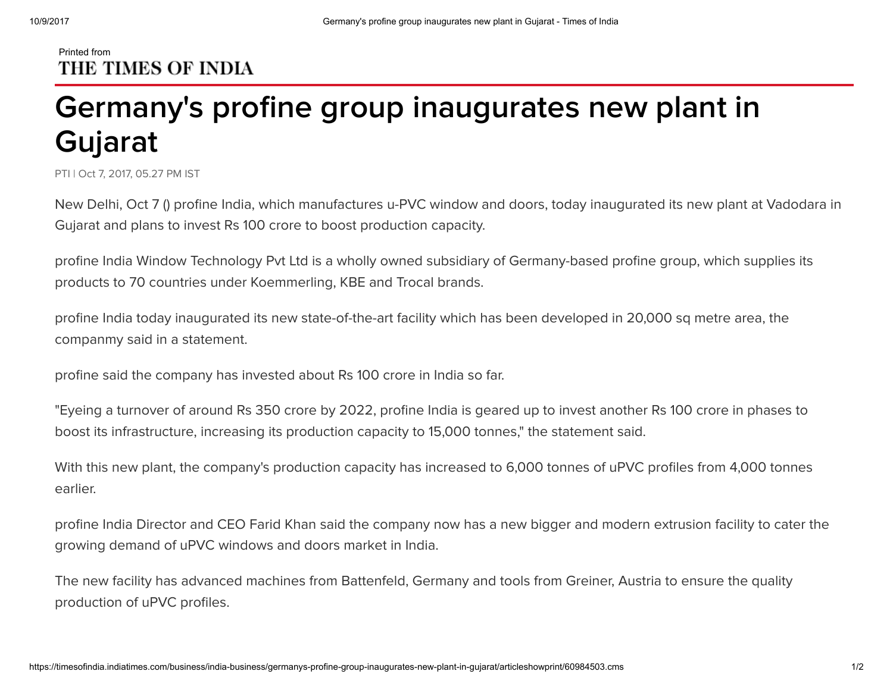Printed from
THE TIMES OF INDIA

# Germany's profine group inaugurates new plant in Gujarat

PTI | Oct 7, 2017, 05.27 PM IST

New Delhi, Oct 7 () profine India, which manufactures u-PVC window and doors, today inaugurated its new plant at Vadodara in Gujarat and plans to invest Rs 100 crore to boost production capacity.

profine India Window Technology Pvt Ltd is a wholly owned subsidiary of Germany-based profine group, which supplies its products to 70 countries under Koemmerling, KBE and Trocal brands.

profine India today inaugurated its new state-of-the-art facility which has been developed in 20,000 sq metre area, the companmy said in a statement.

profine said the company has invested about Rs 100 crore in India so far.

"Eyeing a turnover of around Rs 350 crore by 2022, profine India is geared up to invest another Rs 100 crore in phases to boost its infrastructure, increasing its production capacity to 15,000 tonnes," the statement said.

With this new plant, the company's production capacity has increased to 6,000 tonnes of uPVC profiles from 4,000 tonnes earlier.

profine India Director and CEO Farid Khan said the company now has a new bigger and modern extrusion facility to cater the growing demand of uPVC windows and doors market in India.

The new facility has advanced machines from Battenfeld, Germany and tools from Greiner, Austria to ensure the quality production of uPVC profiles.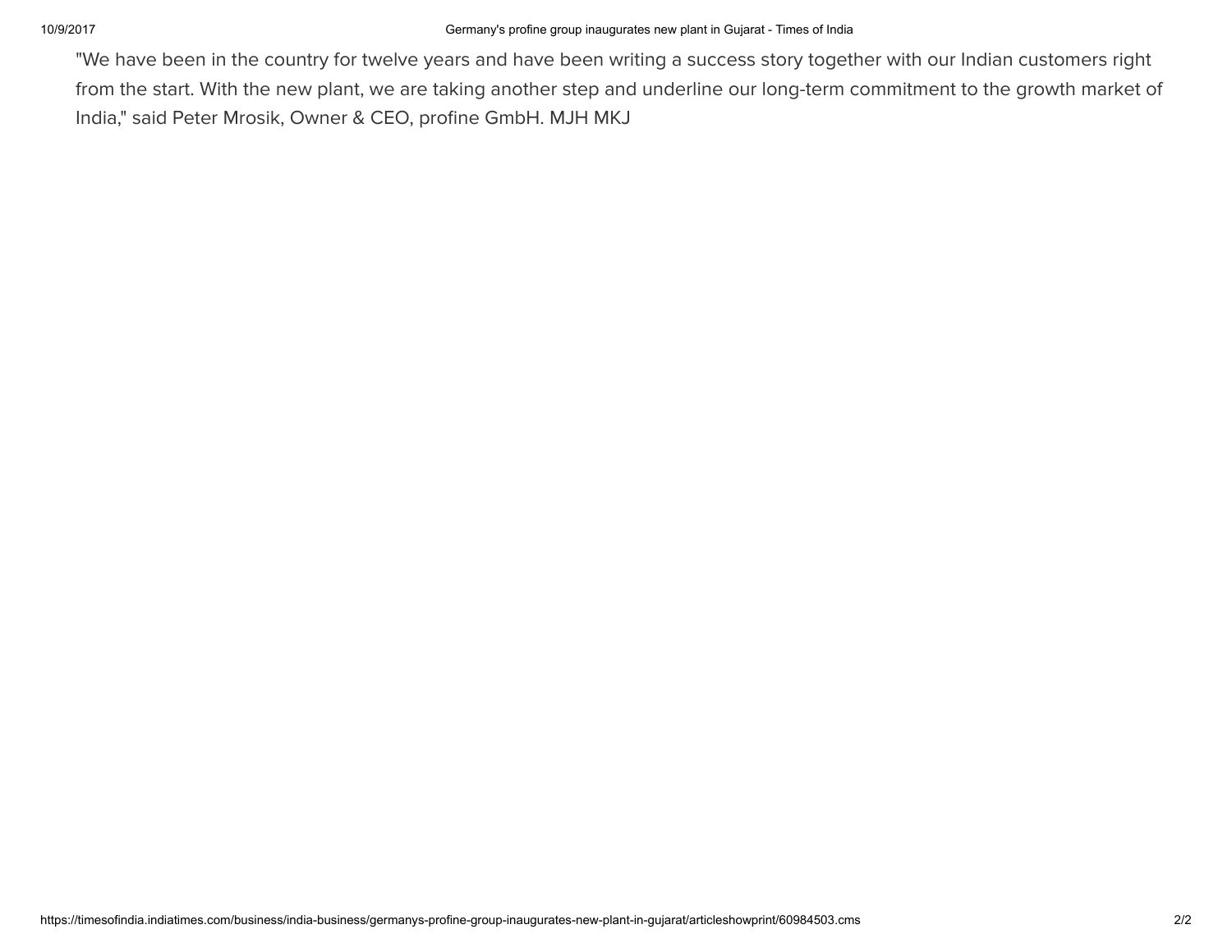"We have been in the country for twelve years and have been writing a success story together with our Indian customers right from the start. With the new plant, we are taking another step and underline our long-term commitment to the growth market of India," said Peter Mrosik, Owner & CEO, profine GmbH. MJH MKJ